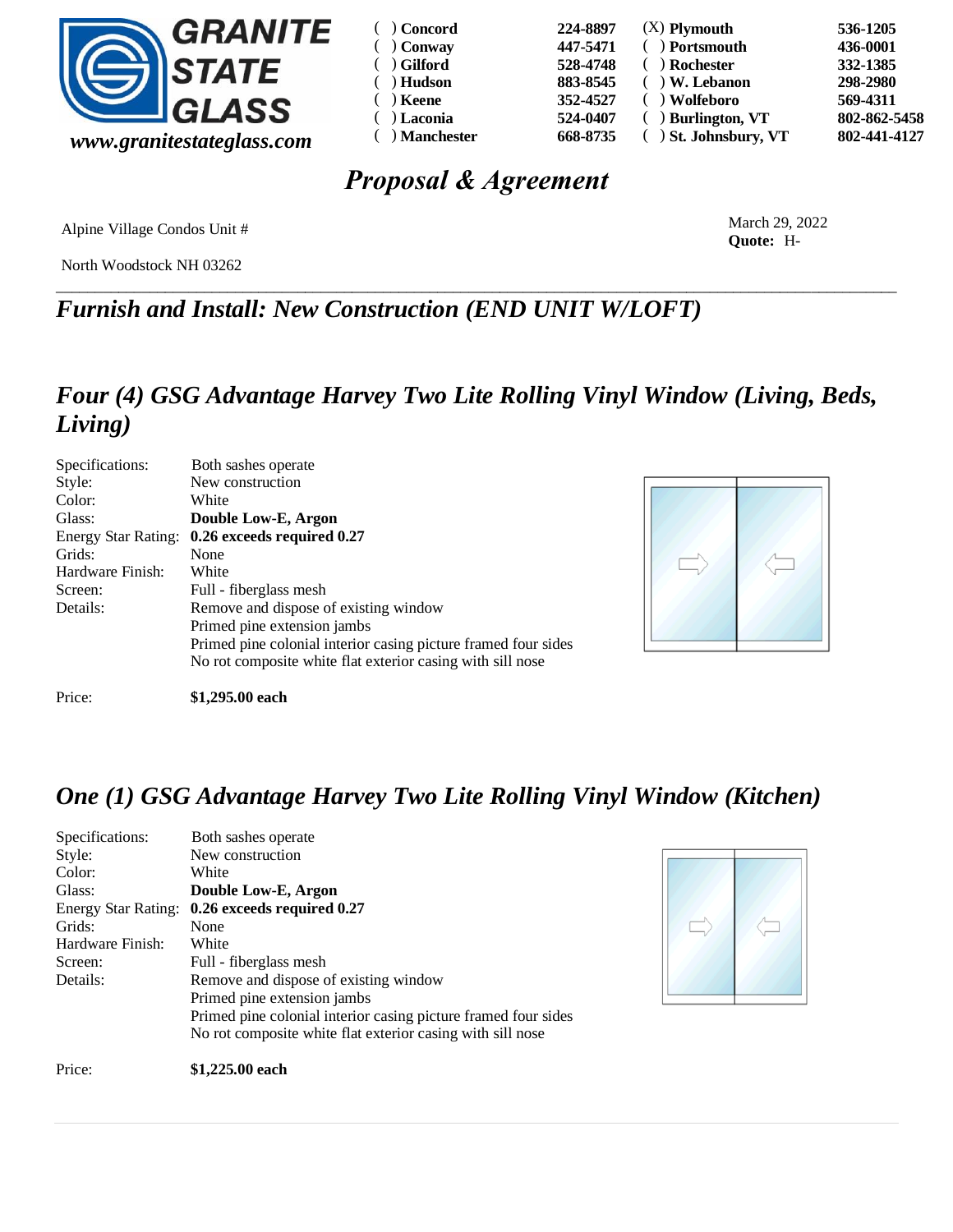**GRANITE STATE GLASS**
*www.granitestateglass.com*

| | | | |
|---|---|---|---|
| ( ) Concord | 224-8897 | (X) Plymouth | 536-1205 |
| ( ) Conway | 447-5471 | ( ) Portsmouth | 436-0001 |
| ( ) Gilford | 528-4748 | ( ) Rochester | 332-1385 |
| ( ) Hudson | 883-8545 | ( ) W. Lebanon | 298-2980 |
| ( ) Keene | 352-4527 | ( ) Wolfeboro | 569-4311 |
| ( ) Laconia | 524-0407 | ( ) Burlington, VT | 802-862-5458 |
| ( ) Manchester | 668-8735 | ( ) St. Johnsbury, VT | 802-441-4127 |

# *Proposal & Agreement*

Alpine Village Condos Unit #

North Woodstock NH 03262

March 29, 2022
**Quote:** H-

## *Furnish and Install: New Construction (END UNIT W/LOFT)*

## *Four (4) GSG Advantage Harvey Two Lite Rolling Vinyl Window (Living, Beds, Living)*

| | |
|---|---|
| Specifications: | Both sashes operate |
| Style: | New construction |
| Color: | White |
| Glass: | **Double Low-E, Argon** |
| Energy Star Rating: | **0.26 exceeds required 0.27** |
| Grids: | None |
| Hardware Finish: | White |
| Screen: | Full - fiberglass mesh |
| Details: | Remove and dispose of existing window |
| | Primed pine extension jambs |
| | Primed pine colonial interior casing picture framed four sides |
| | No rot composite white flat exterior casing with sill nose |

Price: **$1,295.00 each**

## *One (1) GSG Advantage Harvey Two Lite Rolling Vinyl Window (Kitchen)*

| | |
|---|---|
| Specifications: | Both sashes operate |
| Style: | New construction |
| Color: | White |
| Glass: | **Double Low-E, Argon** |
| Energy Star Rating: | **0.26 exceeds required 0.27** |
| Grids: | None |
| Hardware Finish: | White |
| Screen: | Full - fiberglass mesh |
| Details: | Remove and dispose of existing window |
| | Primed pine extension jambs |
| | Primed pine colonial interior casing picture framed four sides |
| | No rot composite white flat exterior casing with sill nose |

Price: **$1,225.00 each**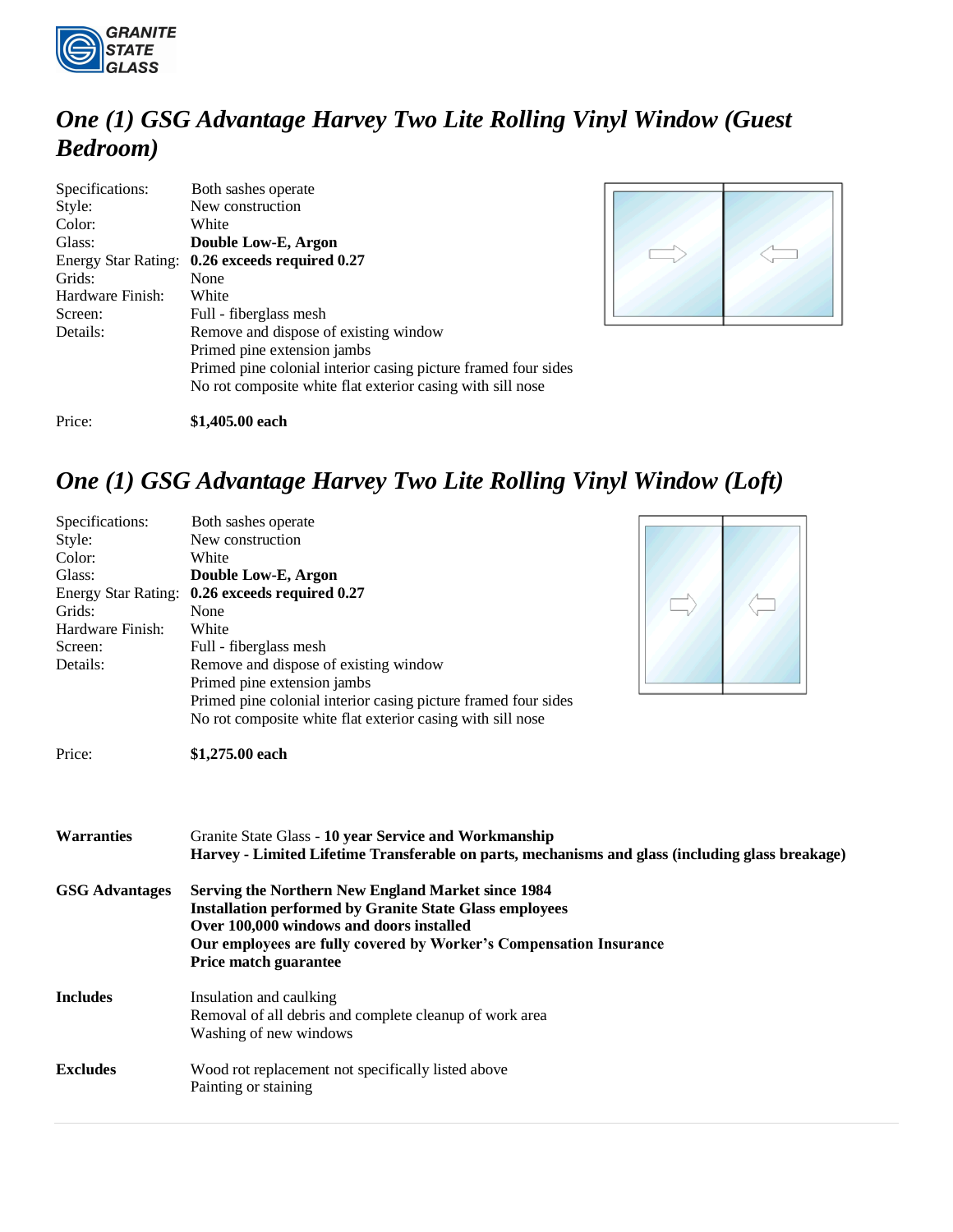# *One (1) GSG Advantage Harvey Two Lite Rolling Vinyl Window (Guest Bedroom)*

| | |
|---|---|
| Specifications: | Both sashes operate |
| Style: | New construction |
| Color: | White |
| Glass: | **Double Low-E, Argon** |
| Energy Star Rating: | **0.26 exceeds required 0.27** |
| Grids: | None |
| Hardware Finish: | White |
| Screen: | Full - fiberglass mesh |
| Details: | Remove and dispose of existing window<br>Primed pine extension jambs<br>Primed pine colonial interior casing picture framed four sides<br>No rot composite white flat exterior casing with sill nose |
| Price: | **$1,405.00 each** |

# *One (1) GSG Advantage Harvey Two Lite Rolling Vinyl Window (Loft)*

| | |
|---|---|
| Specifications: | Both sashes operate |
| Style: | New construction |
| Color: | White |
| Glass: | **Double Low-E, Argon** |
| Energy Star Rating: | **0.26 exceeds required 0.27** |
| Grids: | None |
| Hardware Finish: | White |
| Screen: | Full - fiberglass mesh |
| Details: | Remove and dispose of existing window<br>Primed pine extension jambs<br>Primed pine colonial interior casing picture framed four sides<br>No rot composite white flat exterior casing with sill nose |
| Price: | **$1,275.00 each** |

**Warranties**

Granite State Glass - **10 year Service and Workmanship**
**Harvey - Limited Lifetime Transferable on parts, mechanisms and glass (including glass breakage)**

**GSG Advantages**

**Serving the Northern New England Market since 1984**
**Installation performed by Granite State Glass employees**
**Over 100,000 windows and doors installed**
**Our employees are fully covered by Worker's Compensation Insurance**
**Price match guarantee**

**Includes**

Insulation and caulking
Removal of all debris and complete cleanup of work area
Washing of new windows

**Excludes**

Wood rot replacement not specifically listed above
Painting or staining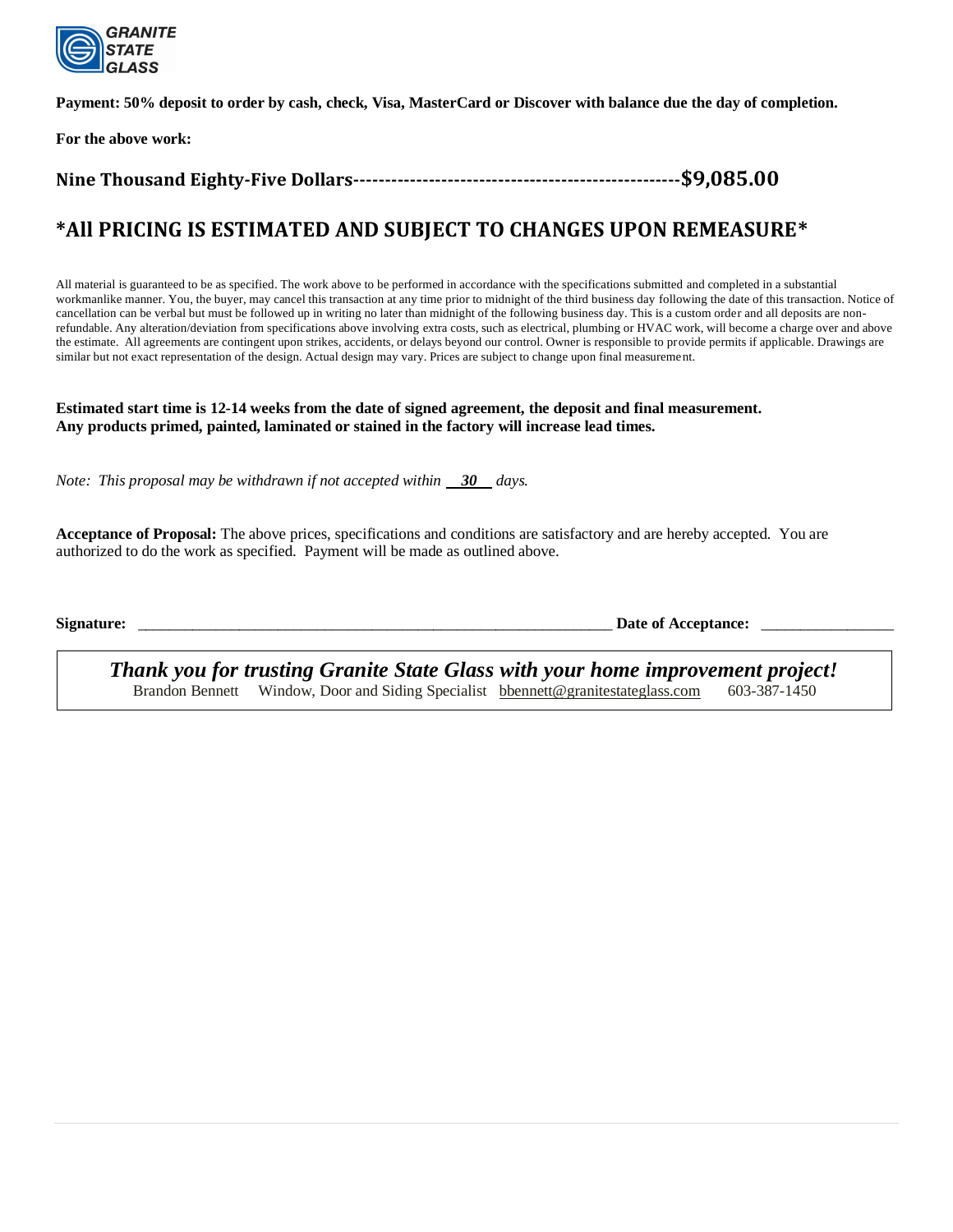GRANITE STATE GLASS

**Payment: 50% deposit to order by cash, check, Visa, MasterCard or Discover with balance due the day of completion.**

**For the above work:**

**Nine Thousand Eighty-Five Dollars---------------------------------------------------$9,085.00**

## *All PRICING IS ESTIMATED AND SUBJECT TO CHANGES UPON REMEASURE*

All material is guaranteed to be as specified. The work above to be performed in accordance with the specifications submitted and completed in a substantial workmanlike manner. You, the buyer, may cancel this transaction at any time prior to midnight of the third business day following the date of this transaction. Notice of cancellation can be verbal but must be followed up in writing no later than midnight of the following business day. This is a custom order and all deposits are non-refundable. Any alteration/deviation from specifications above involving extra costs, such as electrical, plumbing or HVAC work, will become a charge over and above the estimate. All agreements are contingent upon strikes, accidents, or delays beyond our control. Owner is responsible to provide permits if applicable. Drawings are similar but not exact representation of the design. Actual design may vary. Prices are subject to change upon final measurement.

**Estimated start time is 12-14 weeks from the date of signed agreement, the deposit and final measurement.**
**Any products primed, painted, laminated or stained in the factory will increase lead times.**

*Note: This proposal may be withdrawn if not accepted within* ***30*** *days.*

**Acceptance of Proposal:** The above prices, specifications and conditions are satisfactory and are hereby accepted. You are authorized to do the work as specified. Payment will be made as outlined above.

**Signature:** ____________________________________________ **Date of Acceptance:** ________________

***Thank you for trusting Granite State Glass with your home improvement project!***
Brandon Bennett   Window, Door and Siding Specialist   bbennett@granitestateglass.com   603-387-1450